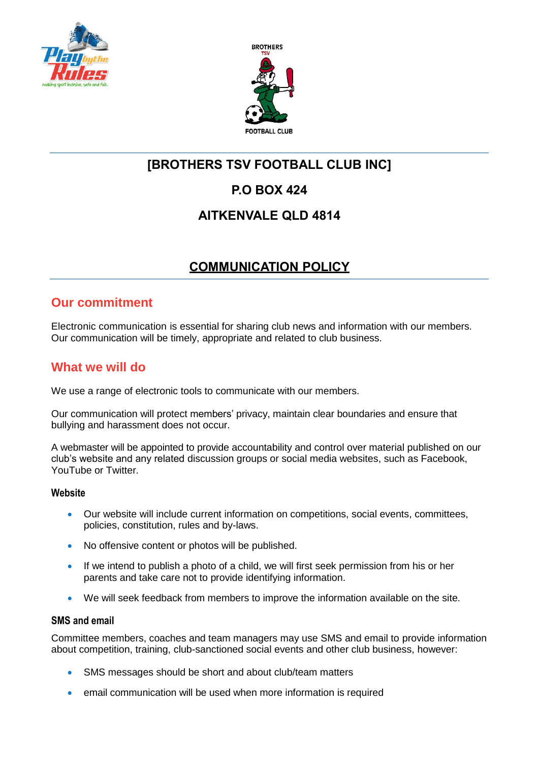# [BROTHERS TSV FOOTBALL CLUB INC]

## P.O BOX 424

## AITKENVALE QLD 4814

## COMMUNICATION POLICY

## Our commitment

Electronic communication is essential for sharing club news and information with our members. Our communication will be timely, appropriate and related to club business.

## What we will do

We use a range of electronic tools to communicate with our members.

Our communication will protect members' privacy, maintain clear boundaries and ensure that bullying and harassment does not occur.

A webmaster will be appointed to provide accountability and control over material published on our club's website and any related discussion groups or social media websites, such as Facebook, YouTube or Twitter.

### Website

- Our website will include current information on competitions, social events, committees, policies, constitution, rules and by-laws.
- No offensive content or photos will be published.
- If we intend to publish a photo of a child, we will first seek permission from his or her parents and take care not to provide identifying information.
- We will seek feedback from members to improve the information available on the site.

### SMS and email

Committee members, coaches and team managers may use SMS and email to provide information about competition, training, club-sanctioned social events and other club business, however:

- SMS messages should be short and about club/team matters
- email communication will be used when more information is required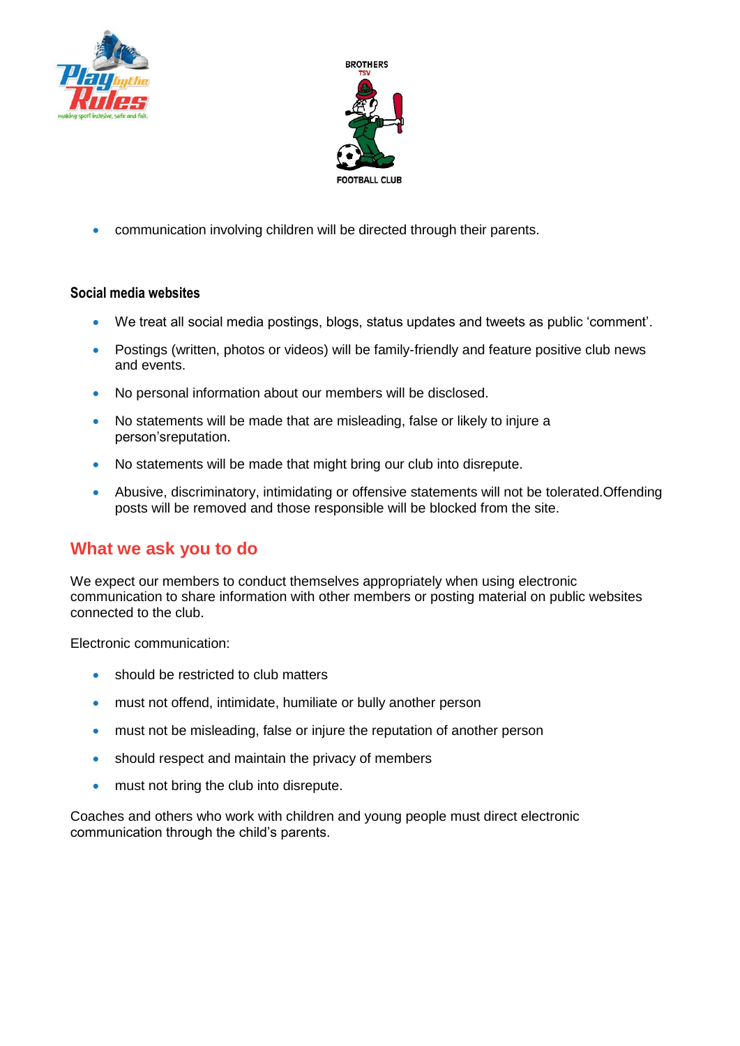- communication involving children will be directed through their parents.

### Social media websites

- We treat all social media postings, blogs, status updates and tweets as public 'comment'.
- Postings (written, photos or videos) will be family-friendly and feature positive club news and events.
- No personal information about our members will be disclosed.
- No statements will be made that are misleading, false or likely to injure a person'sreputation.
- No statements will be made that might bring our club into disrepute.
- Abusive, discriminatory, intimidating or offensive statements will not be tolerated.Offending posts will be removed and those responsible will be blocked from the site.

## What we ask you to do

We expect our members to conduct themselves appropriately when using electronic communication to share information with other members or posting material on public websites connected to the club.

Electronic communication:

- should be restricted to club matters
- must not offend, intimidate, humiliate or bully another person
- must not be misleading, false or injure the reputation of another person
- should respect and maintain the privacy of members
- must not bring the club into disrepute.

Coaches and others who work with children and young people must direct electronic communication through the child's parents.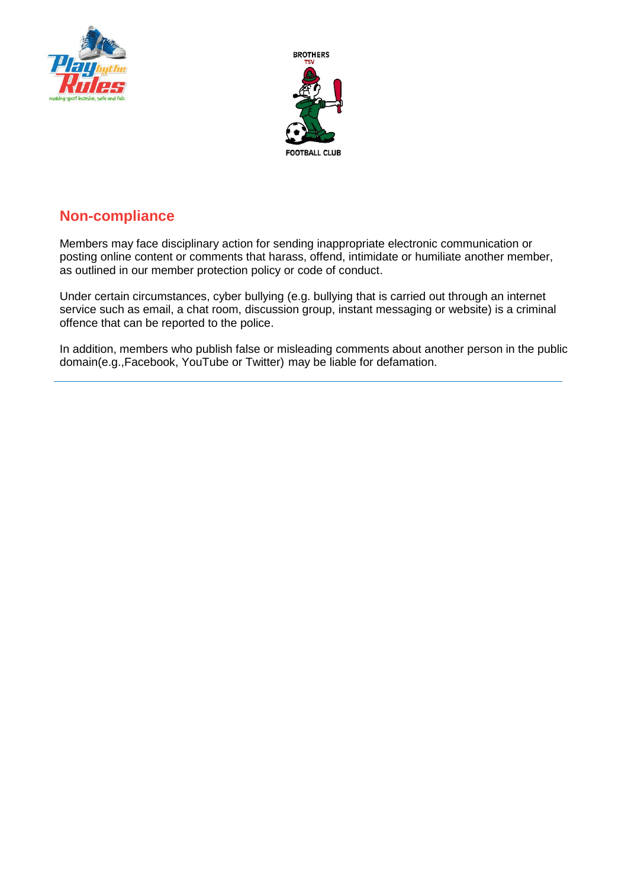## Non-compliance

Members may face disciplinary action for sending inappropriate electronic communication or posting online content or comments that harass, offend, intimidate or humiliate another member, as outlined in our member protection policy or code of conduct.

Under certain circumstances, cyber bullying (e.g. bullying that is carried out through an internet service such as email, a chat room, discussion group, instant messaging or website) is a criminal offence that can be reported to the police.

In addition, members who publish false or misleading comments about another person in the public domain(e.g.,Facebook, YouTube or Twitter) may be liable for defamation.